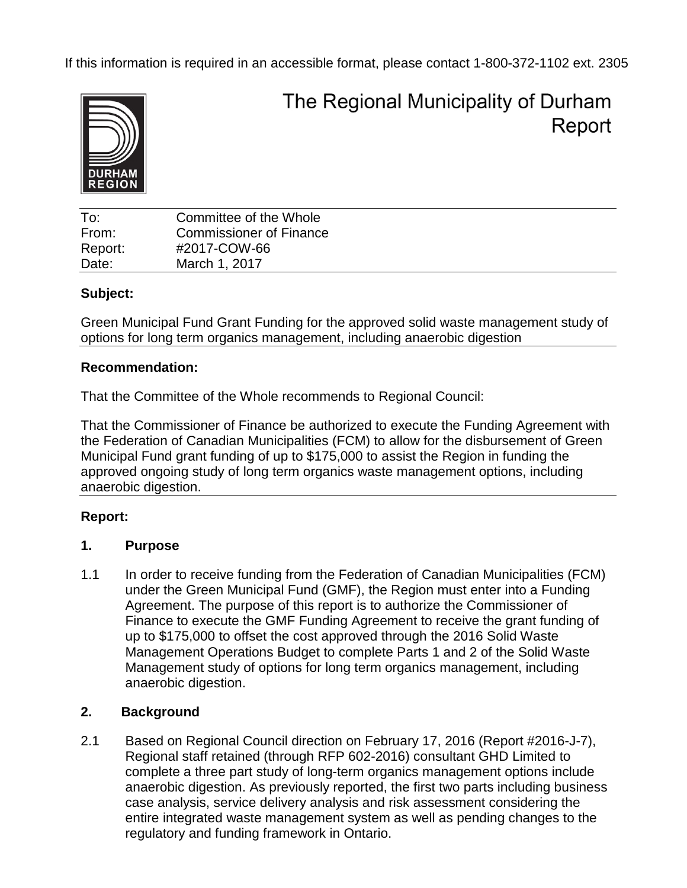If this information is required in an accessible format, please contact 1-800-372-1102 ext. 2305

# The Regional Municipality of Durham Report

| To: | Committee of the Whole |
|---|---|
| From: | Commissioner of Finance |
| Report: | #2017-COW-66 |
| Date: | March 1, 2017 |

## Subject:

Green Municipal Fund Grant Funding for the approved solid waste management study of options for long term organics management, including anaerobic digestion

## Recommendation:

That the Committee of the Whole recommends to Regional Council:

That the Commissioner of Finance be authorized to execute the Funding Agreement with the Federation of Canadian Municipalities (FCM) to allow for the disbursement of Green Municipal Fund grant funding of up to $175,000 to assist the Region in funding the approved ongoing study of long term organics waste management options, including anaerobic digestion.

## Report:

### 1. Purpose

1.1 In order to receive funding from the Federation of Canadian Municipalities (FCM) under the Green Municipal Fund (GMF), the Region must enter into a Funding Agreement. The purpose of this report is to authorize the Commissioner of Finance to execute the GMF Funding Agreement to receive the grant funding of up to $175,000 to offset the cost approved through the 2016 Solid Waste Management Operations Budget to complete Parts 1 and 2 of the Solid Waste Management study of options for long term organics management, including anaerobic digestion.

### 2. Background

2.1 Based on Regional Council direction on February 17, 2016 (Report #2016-J-7), Regional staff retained (through RFP 602-2016) consultant GHD Limited to complete a three part study of long-term organics management options include anaerobic digestion. As previously reported, the first two parts including business case analysis, service delivery analysis and risk assessment considering the entire integrated waste management system as well as pending changes to the regulatory and funding framework in Ontario.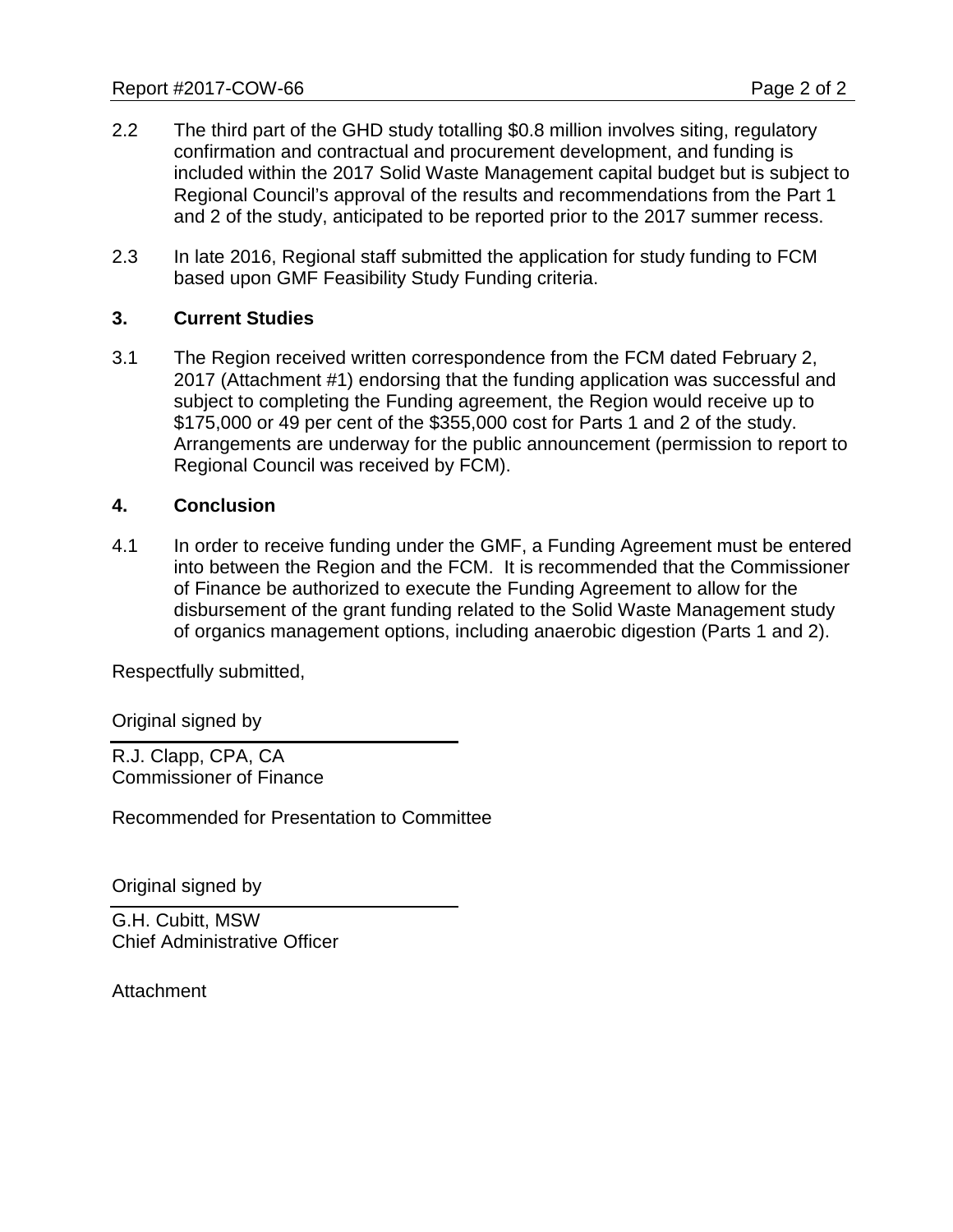2.2 The third part of the GHD study totalling $0.8 million involves siting, regulatory confirmation and contractual and procurement development, and funding is included within the 2017 Solid Waste Management capital budget but is subject to Regional Council's approval of the results and recommendations from the Part 1 and 2 of the study, anticipated to be reported prior to the 2017 summer recess.

2.3 In late 2016, Regional staff submitted the application for study funding to FCM based upon GMF Feasibility Study Funding criteria.

## 3. Current Studies

3.1 The Region received written correspondence from the FCM dated February 2, 2017 (Attachment #1) endorsing that the funding application was successful and subject to completing the Funding agreement, the Region would receive up to $175,000 or 49 per cent of the $355,000 cost for Parts 1 and 2 of the study. Arrangements are underway for the public announcement (permission to report to Regional Council was received by FCM).

## 4. Conclusion

4.1 In order to receive funding under the GMF, a Funding Agreement must be entered into between the Region and the FCM. It is recommended that the Commissioner of Finance be authorized to execute the Funding Agreement to allow for the disbursement of the grant funding related to the Solid Waste Management study of organics management options, including anaerobic digestion (Parts 1 and 2).

Respectfully submitted,

Original signed by

R.J. Clapp, CPA, CA
Commissioner of Finance

Recommended for Presentation to Committee

Original signed by

G.H. Cubitt, MSW
Chief Administrative Officer

Attachment